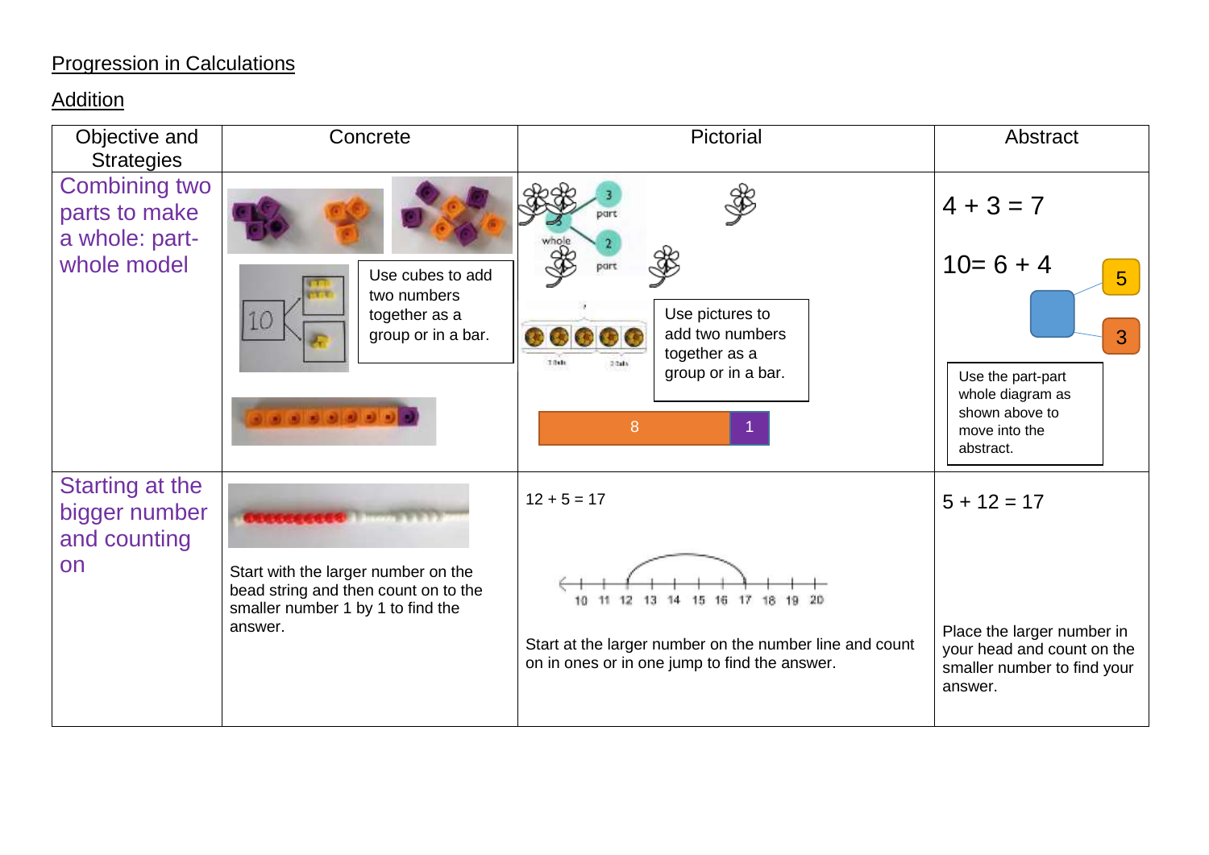## Progression in Calculations

### Addition

| Objective and Strategies | Concrete | Pictorial | Abstract |
|---|---|---|---|
| Combining two parts to make a whole: part-whole model | Use cubes to add two numbers together as a group or in a bar. | Use pictures to add two numbers together as a group or in a bar. 8 1 | $4 + 3 = 7$ <br> $10 = 6 + 4$ <br> 5 3 <br> Use the part-part whole diagram as shown above to move into the abstract. |
| Starting at the bigger number and counting on | Start with the larger number on the bead string and then count on to the smaller number 1 by 1 to find the answer. | $12 + 5 = 17$ <br> 10 11 12 13 14 15 16 17 18 19 20 <br> Start at the larger number on the number line and count on in ones or in one jump to find the answer. | $5 + 12 = 17$ <br> Place the larger number in your head and count on the smaller number to find your answer. |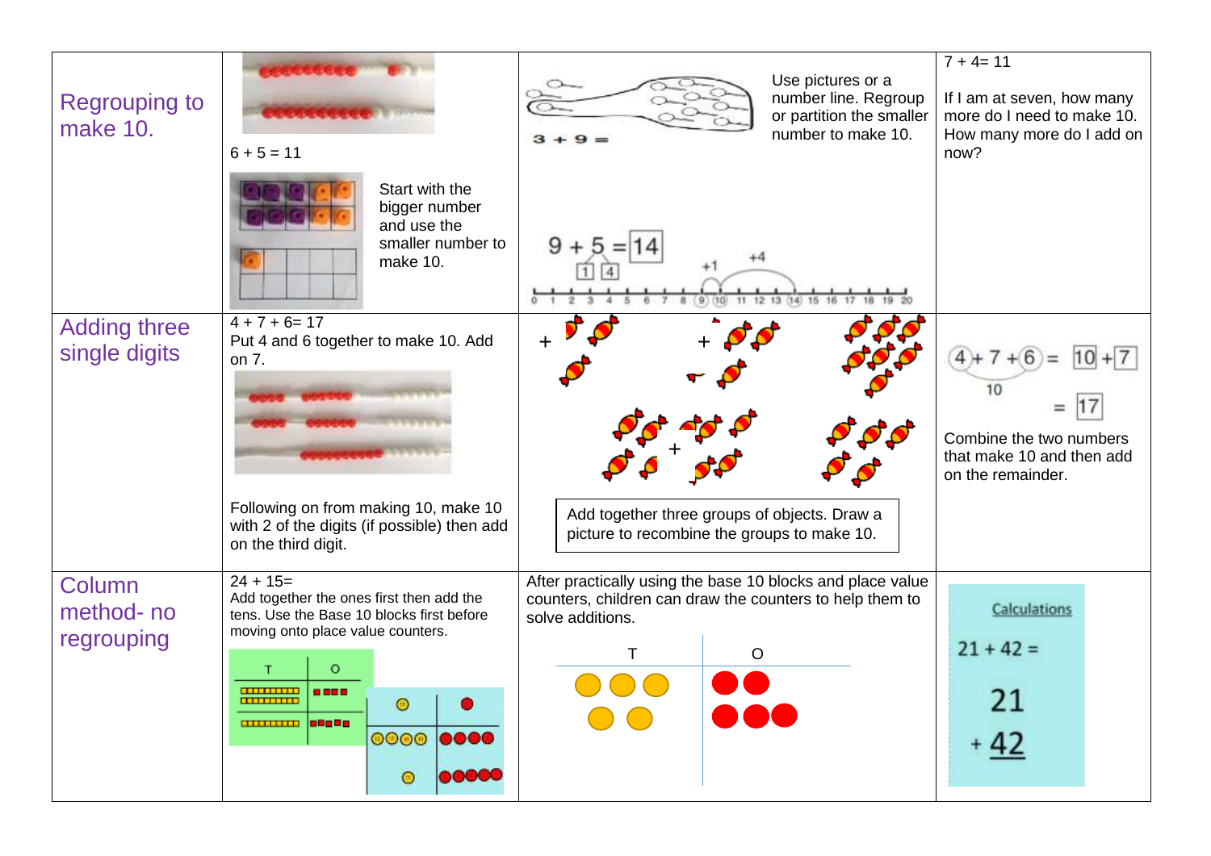| | | | |
|---|---|---|---|
| Regrouping to make 10. | 6 + 5 = 11<br>Start with the bigger number and use the smaller number to make 10. | 3 + 9 =<br>Use pictures or a number line. Regroup or partition the smaller number to make 10.<br>9 + 5 = 14<br>1 4<br>+1 +4 | 7 + 4= 11<br>If I am at seven, how many more do I need to make 10. How many more do I add on now? |
| Adding three single digits | 4 + 7 + 6= 17<br>Put 4 and 6 together to make 10. Add on 7.<br>Following on from making 10, make 10 with 2 of the digits (if possible) then add on the third digit. | Add together three groups of objects. Draw a picture to recombine the groups to make 10. | 4 + 7 + 6 = 10 + 7<br>10<br>= 17<br>Combine the two numbers that make 10 and then add on the remainder. |
| Column method- no regrouping | 24 + 15=<br>Add together the ones first then add the tens. Use the Base 10 blocks first before moving onto place value counters.<br>T O | After practically using the base 10 blocks and place value counters, children can draw the counters to help them to solve additions.<br>T O | Calculations<br>21 + 42 =<br>21<br>+ 42 |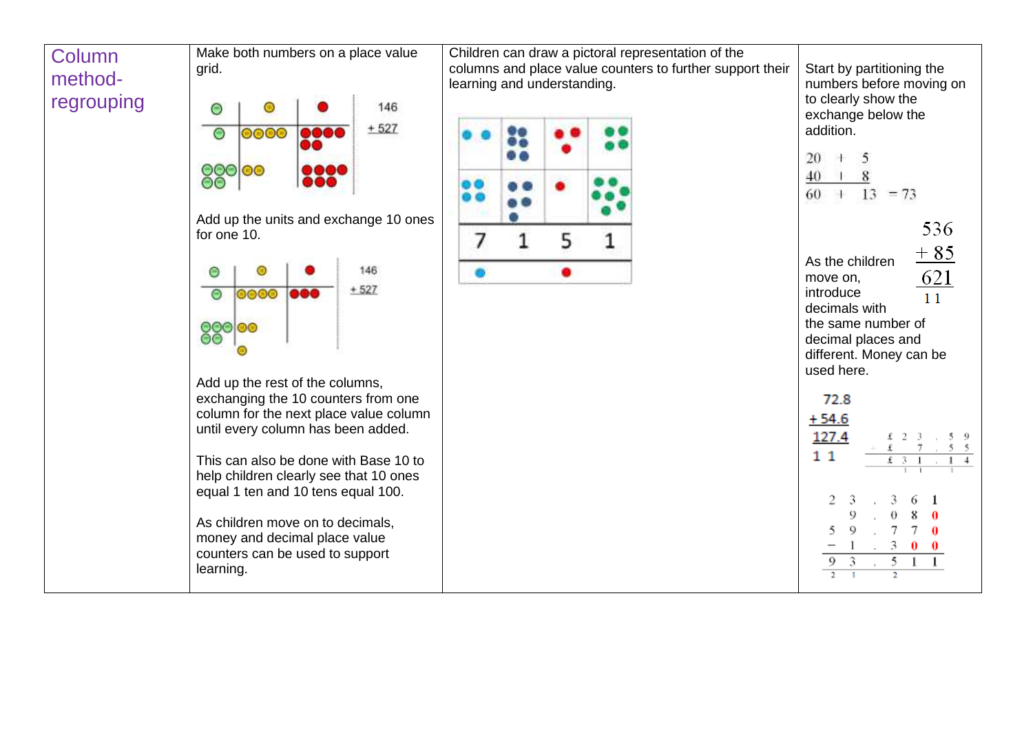| Column method- regrouping | Make both numbers on a place value grid.<br><br>146<br>+ 527<br><br>Add up the units and exchange 10 ones for one 10.<br><br>146<br>+ 527<br><br>Add up the rest of the columns, exchanging the 10 counters from one column for the next place value column until every column has been added.<br><br>This can also be done with Base 10 to help children clearly see that 10 ones equal 1 ten and 10 tens equal 100.<br><br>As children move on to decimals, money and decimal place value counters can be used to support learning. | Children can draw a pictoral representation of the columns and place value counters to further support their learning and understanding.<br><br>7 1 5 1 | Start by partitioning the numbers before moving on to clearly show the exchange below the addition.<br><br>20 + 5<br>40 + 8<br>60 + 13 = 73<br><br>536<br>+ 85<br>621<br>1 1<br><br>As the children move on, introduce decimals with the same number of decimal places and different. Money can be used here.<br><br>72.8<br>+ 54.6<br>127.4<br>1 1<br><br>£ 2 3 . 5 9<br>+ £ 7 . 5 5<br>£ 3 1 . 1 4<br><br>2 3 . 3 6 1<br>9 . 0 8 0<br>5 9 . 7 7 0<br>+ 1 . 3 0 0<br>9 3 . 5 1 1<br>2 1 2 |
|---|---|---|---|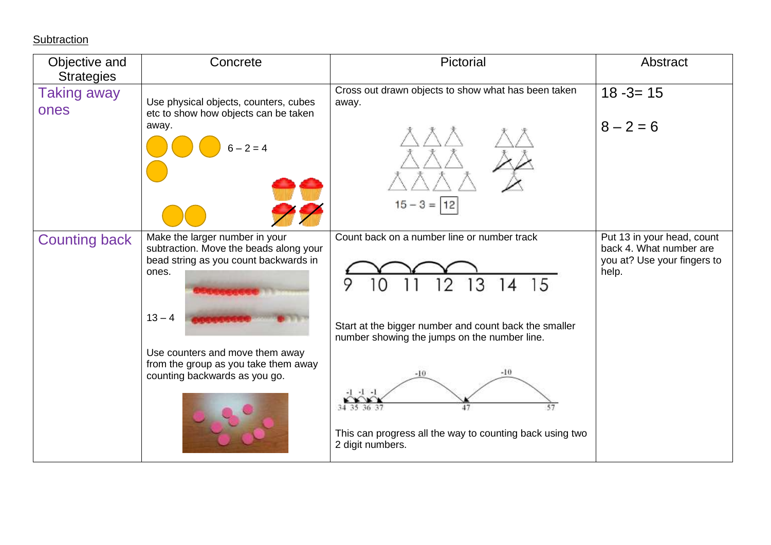Subtraction

| Objective and Strategies | Concrete | Pictorial | Abstract |
|---|---|---|---|
| Taking away ones | Use physical objects, counters, cubes etc to show how objects can be taken away. 6 – 2 = 4 | Cross out drawn objects to show what has been taken away. 15 – 3 = 12 | 18 -3= 15<br><br>8 – 2 = 6 |
| Counting back | Make the larger number in your subtraction. Move the beads along your bead string as you count backwards in ones.<br><br>13 – 4<br><br>Use counters and move them away from the group as you take them away counting backwards as you go. | Count back on a number line or number track<br><br>9 10 11 12 13 14 15<br><br>Start at the bigger number and count back the smaller number showing the jumps on the number line.<br><br>-1 -1 -1 -10 -10<br>34 35 36 37 47 57<br><br>This can progress all the way to counting back using two 2 digit numbers. | Put 13 in your head, count back 4. What number are you at? Use your fingers to help. |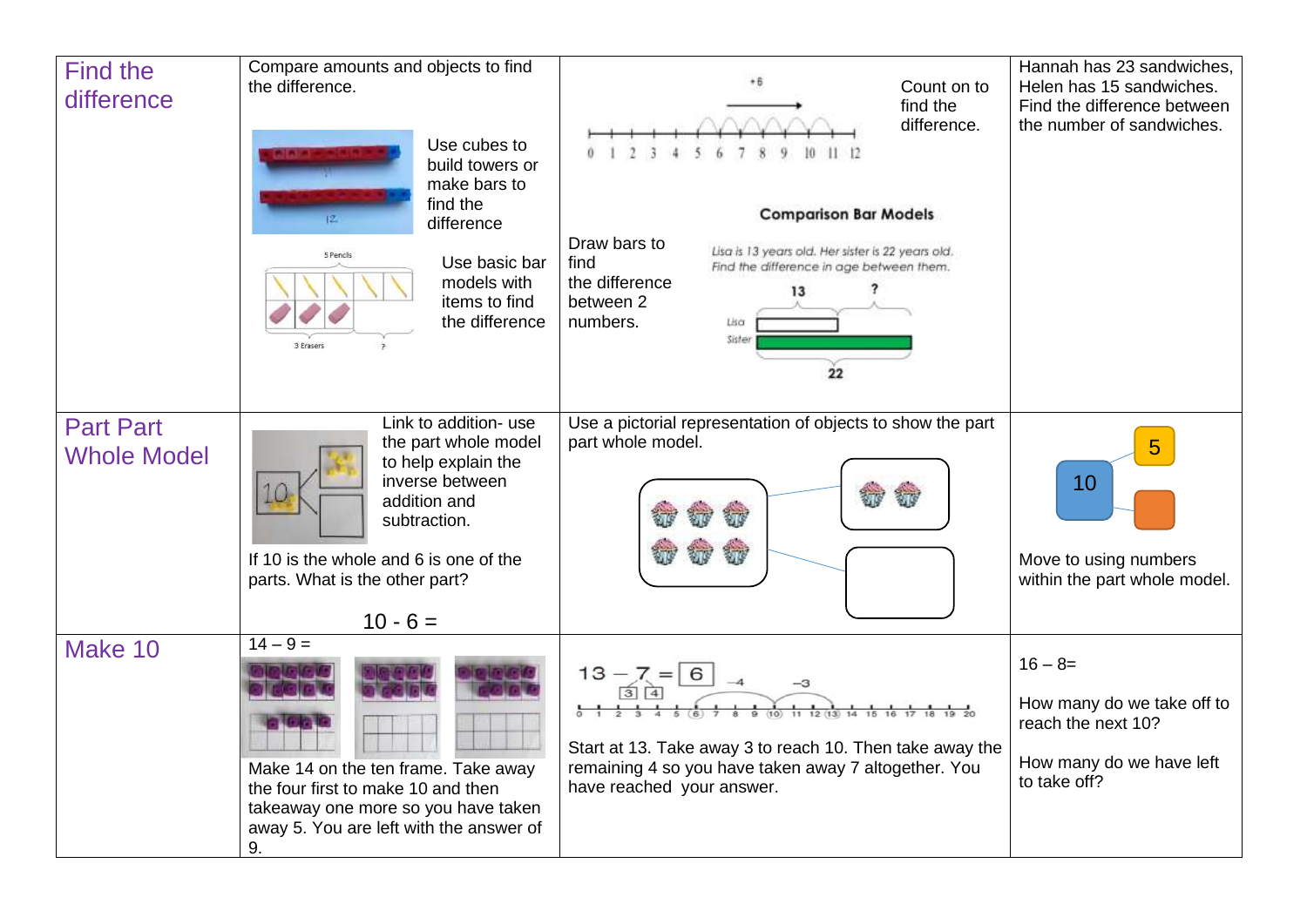| | | | |
|---|---|---|---|
| Find the difference | Compare amounts and objects to find the difference.<br><br>Use cubes to build towers or make bars to find the difference<br><br>Use basic bar models with items to find the difference | Count on to find the difference.<br><br>**Comparison Bar Models**<br><br>Draw bars to find the difference between 2 numbers.<br><br>*Lisa is 13 years old. Her sister is 22 years old. Find the difference in age between them.* | Hannah has 23 sandwiches, Helen has 15 sandwiches. Find the difference between the number of sandwiches. |
| Part Part Whole Model | Link to addition- use the part whole model to help explain the inverse between addition and subtraction.<br><br>If 10 is the whole and 6 is one of the parts. What is the other part?<br><br>$10 - 6 =$ | Use a pictorial representation of objects to show the part part whole model. | Move to using numbers within the part whole model. |
| Make 10 | $14 – 9 =$<br><br>Make 14 on the ten frame. Take away the four first to make 10 and then takeaway one more so you have taken away 5. You are left with the answer of 9. | $13 - 7 = 6$<br><br>Start at 13. Take away 3 to reach 10. Then take away the remaining 4 so you have taken away 7 altogether. You have reached your answer. | $16 – 8=$<br><br>How many do we take off to reach the next 10?<br><br>How many do we have left to take off? |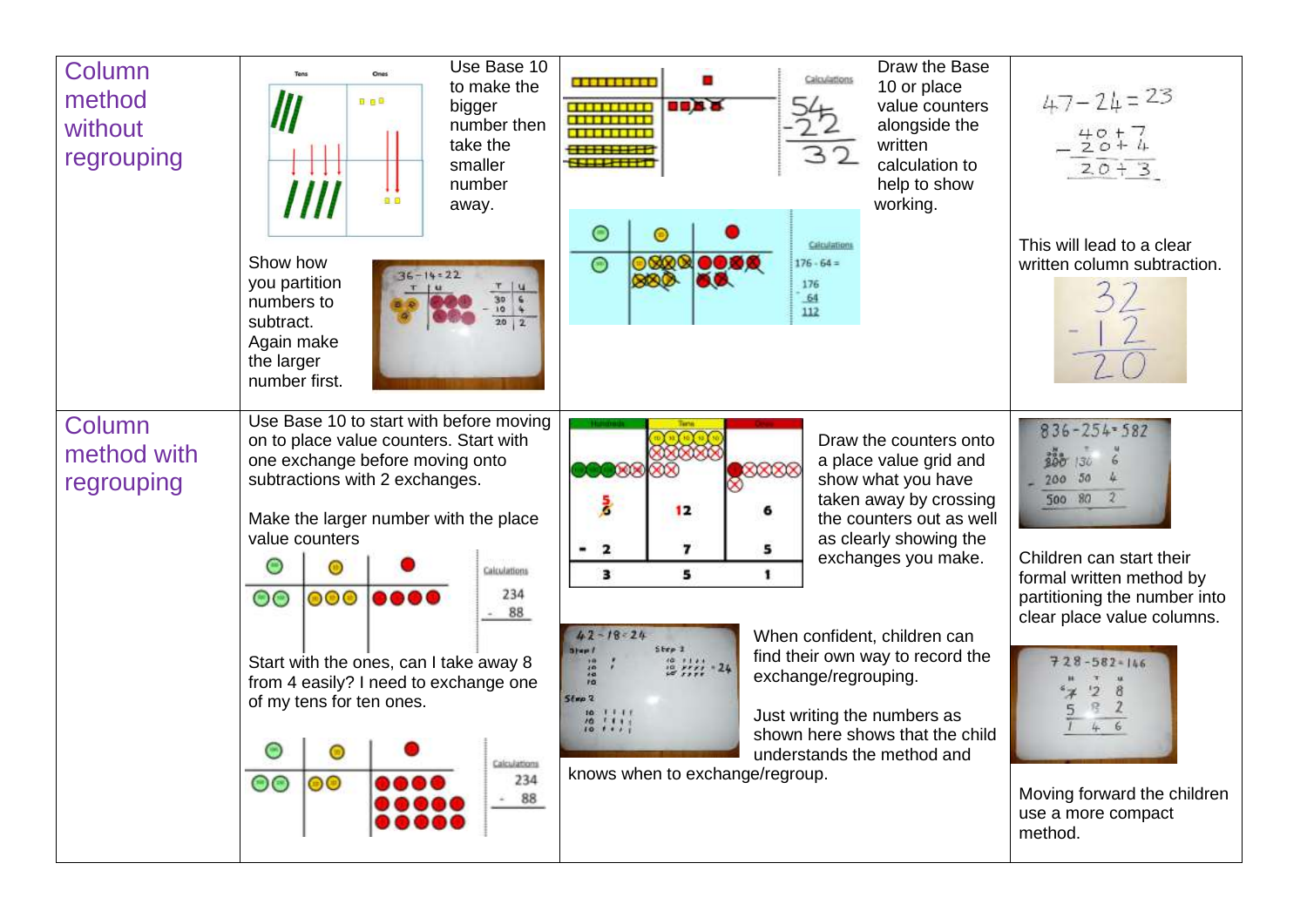| | | | |
|---|---|---|---|
| Column method without regrouping | Use Base 10 to make the bigger number then take the smaller number away.<br><br>Show how you partition numbers to subtract. Again make the larger number first. | Draw the Base 10 or place value counters alongside the written calculation to help to show working. | This will lead to a clear written column subtraction. |
| Column method with regrouping | Use Base 10 to start with before moving on to place value counters. Start with one exchange before moving onto subtractions with 2 exchanges.<br><br>Make the larger number with the place value counters<br><br>Start with the ones, can I take away 8 from 4 easily? I need to exchange one of my tens for ten ones. | Draw the counters onto a place value grid and show what you have taken away by crossing the counters out as well as clearly showing the exchanges you make.<br><br>When confident, children can find their own way to record the exchange/regrouping.<br><br>Just writing the numbers as shown here shows that the child understands the method and knows when to exchange/regroup. | Children can start their formal written method by partitioning the number into clear place value columns.<br><br>Moving forward the children use a more compact method. |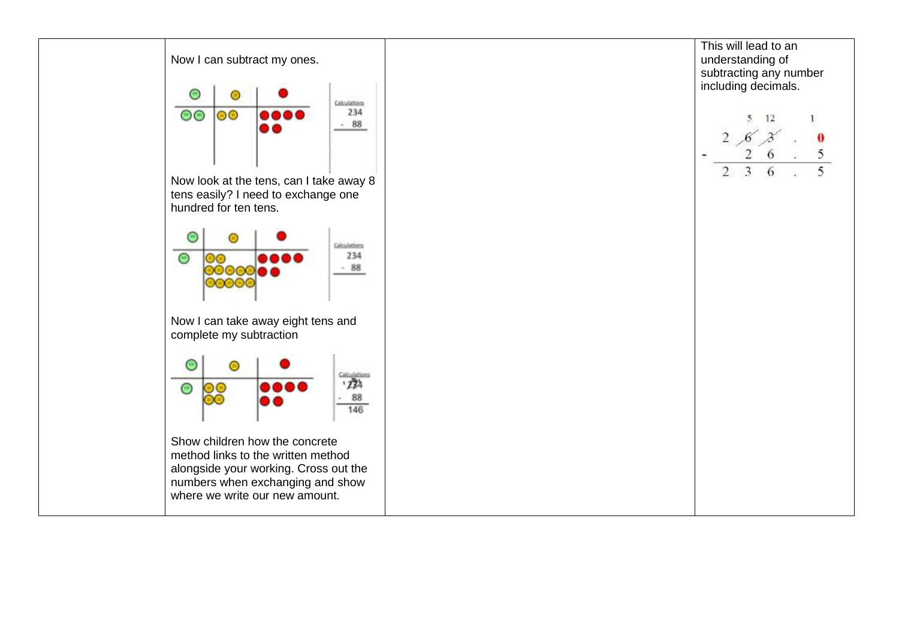| | | | |
|---|---|---|---|
| | Now I can subtract my ones.<br><br>Calculations<br>234<br>- 88<br><br>Now look at the tens, can I take away 8 tens easily? I need to exchange one hundred for ten tens.<br><br>Calculations<br>234<br>- 88<br><br>Now I can take away eight tens and complete my subtraction<br><br>Calculations<br>¹2̸³4<br>- 88<br>146<br><br>Show children how the concrete method links to the written method alongside your working. Cross out the numbers when exchanging and show where we write our new amount. | | This will lead to an understanding of subtracting any number including decimals.<br><br>$$\begin{array}{r} \phantom{0}\,{}^{5}\,{}^{12}\phantom{.}\,{}^{1} \\ 2\,\not{6}\,\not{3}\,.\,0 \\ -\phantom{0}\,2\,6\,.\,5 \\ \hline 2\,3\,6\,.\,5 \end{array}$$ |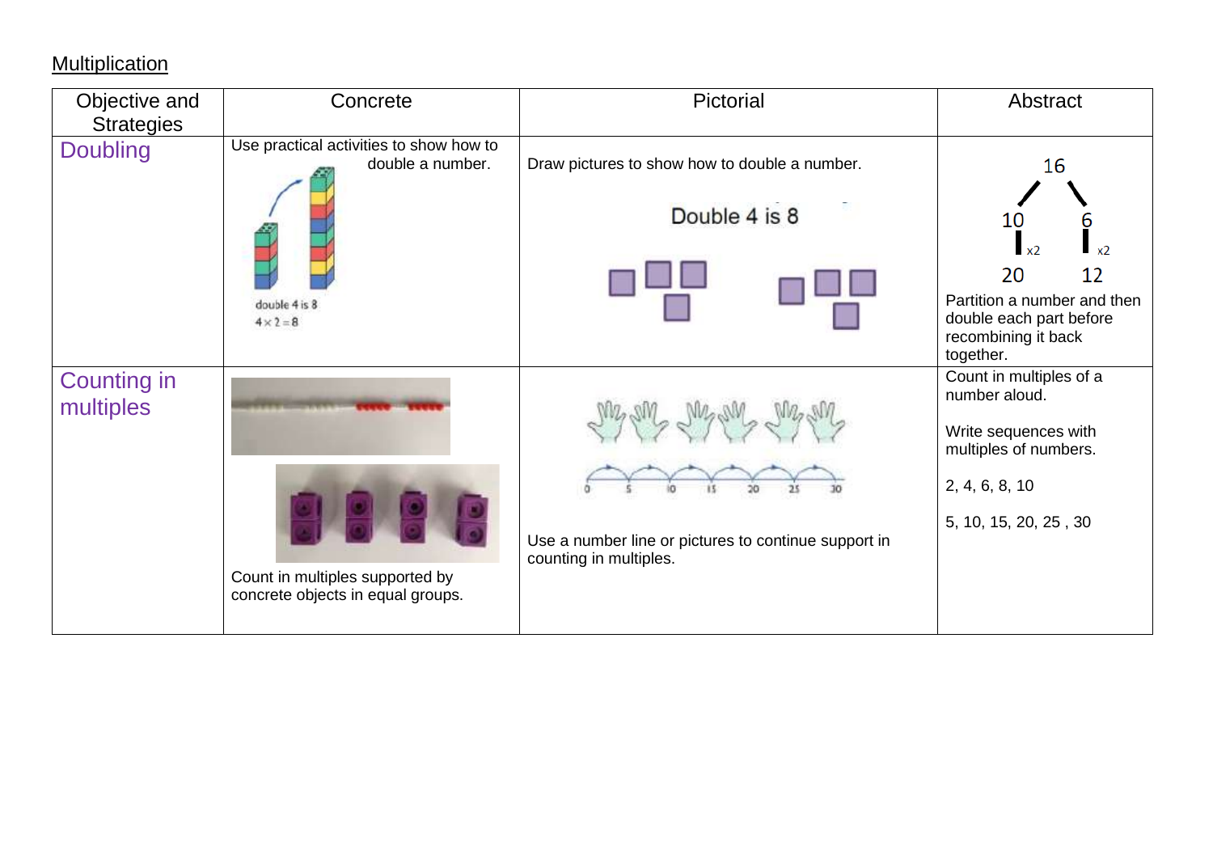## Multiplication

| Objective and Strategies | Concrete | Pictorial | Abstract |
|---|---|---|---|
| Doubling | Use practical activities to show how to double a number. double 4 is 8 $4 \times 2 = 8$ | Draw pictures to show how to double a number. Double 4 is 8 | 16 → 10, 6; 10 x2 → 20; 6 x2 → 12. Partition a number and then double each part before recombining it back together. |
| Counting in multiples | Count in multiples supported by concrete objects in equal groups. | 0 5 10 15 20 25 30 Use a number line or pictures to continue support in counting in multiples. | Count in multiples of a number aloud. Write sequences with multiples of numbers. 2, 4, 6, 8, 10 5, 10, 15, 20, 25 , 30 |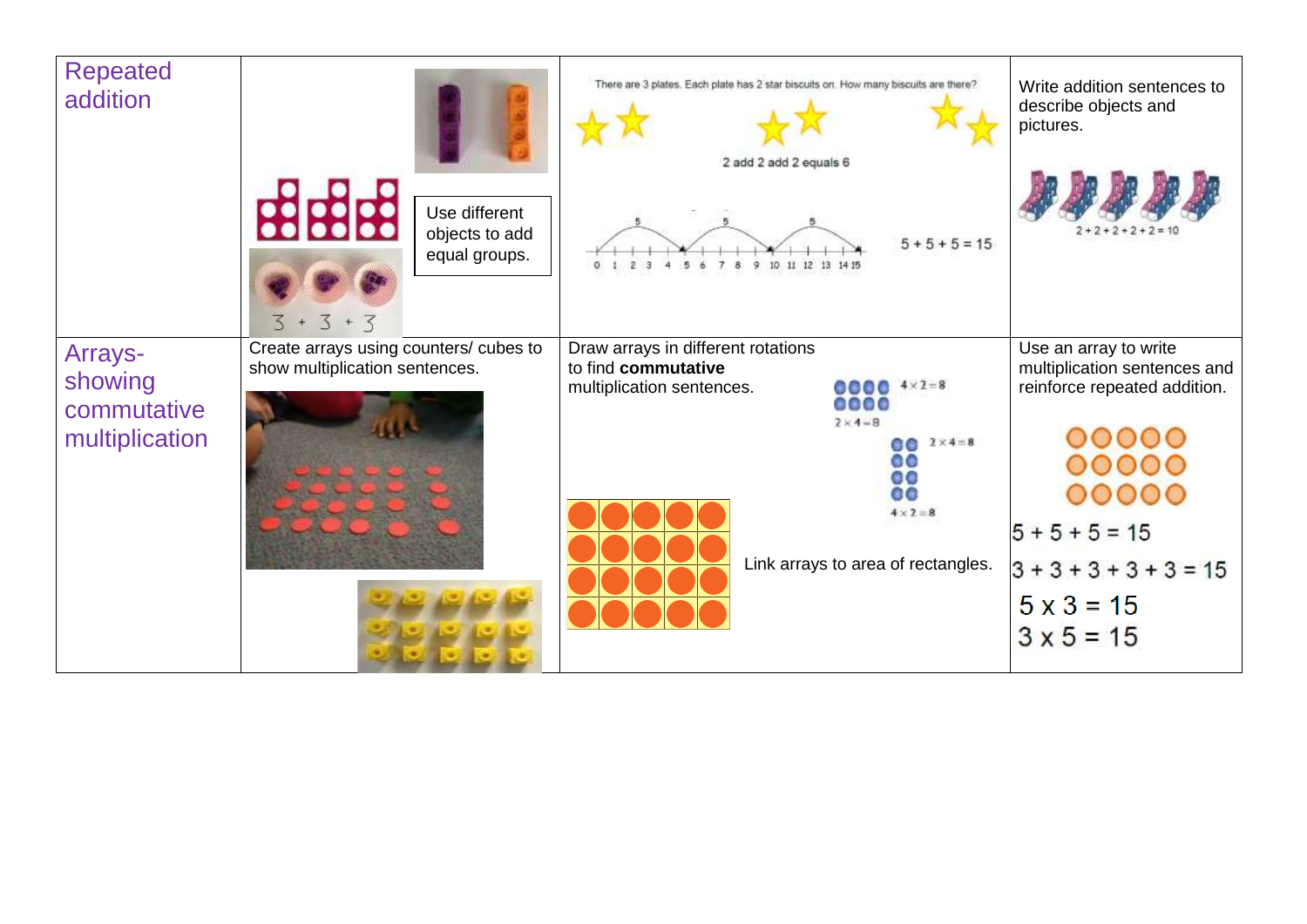| | | | |
|---|---|---|---|
| Repeated addition | Use different objects to add equal groups. 3 + 3 + 3 | There are 3 plates. Each plate has 2 star biscuits on. How many biscuits are there? 2 add 2 add 2 equals 6 <br> 5 + 5 + 5 = 15 | Write addition sentences to describe objects and pictures. 2 + 2 + 2 + 2 + 2 = 10 |
| Arrays- showing commutative multiplication | Create arrays using counters/ cubes to show multiplication sentences. | Draw arrays in different rotations to find **commutative** multiplication sentences. $4 \times 2 = 8$ $2 \times 4 = 8$ $2 \times 4 = 8$ $4 \times 2 = 8$ <br> Link arrays to area of rectangles. | Use an array to write multiplication sentences and reinforce repeated addition. <br> 5 + 5 + 5 = 15 <br> 3 + 3 + 3 + 3 + 3 = 15 <br> 5 x 3 = 15 <br> 3 x 5 = 15 |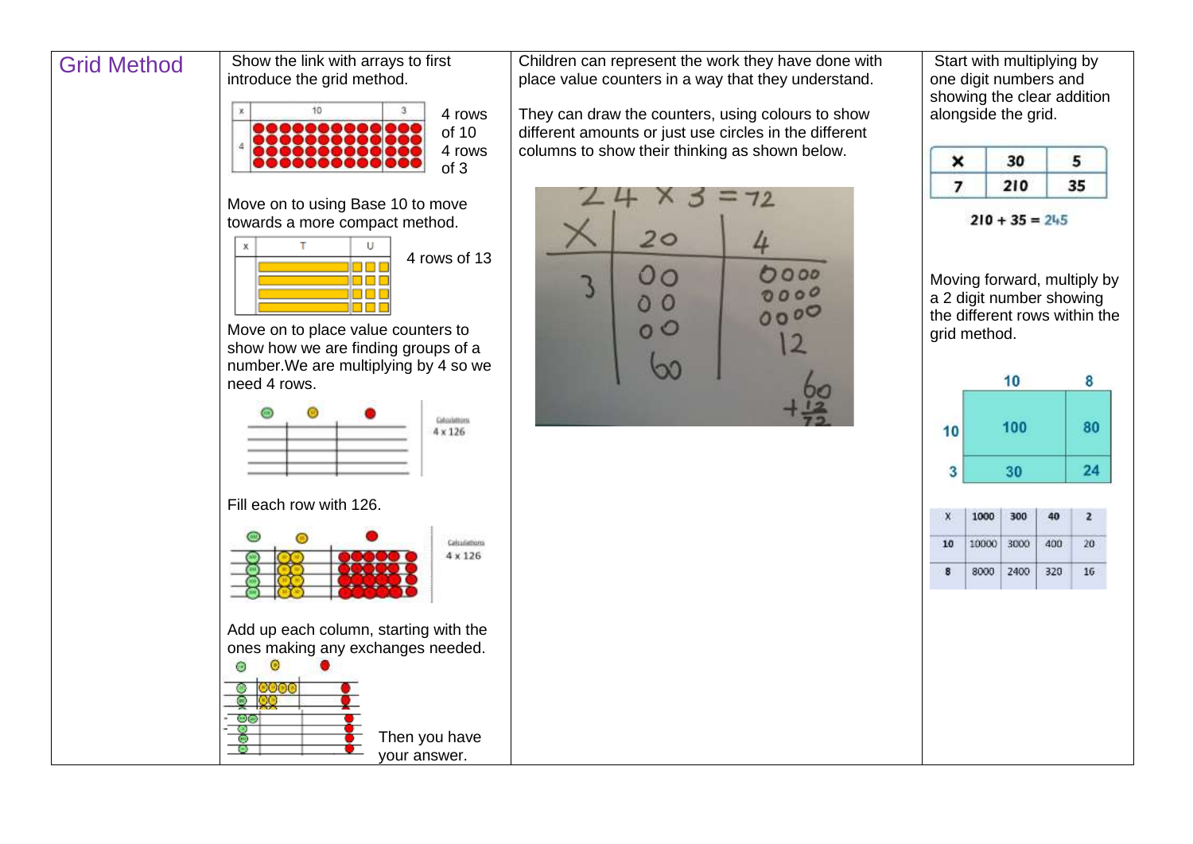## Grid Method

Show the link with arrays to first introduce the grid method.

| x | 10 | 3 |
|---|---|---|
| 4 | | |

4 rows of 10
4 rows of 3

Move on to using Base 10 to move towards a more compact method.

| x | T | U |
|---|---|---|
| | | |

4 rows of 13

Move on to place value counters to show how we are finding groups of a number.We are multiplying by 4 so we need 4 rows.

Calculations
4 x 126

Fill each row with 126.

Calculations
4 x 126

Add up each column, starting with the ones making any exchanges needed.

Then you have your answer.

Children can represent the work they have done with place value counters in a way that they understand.

They can draw the counters, using colours to show different amounts or just use circles in the different columns to show their thinking as shown below.

$24 \times 3 = 72$

| x | 20 | 4 |
|---|---|---|
| 3 | 60 | 12 |

$60 + 12 = 72$

Start with multiplying by one digit numbers and showing the clear addition alongside the grid.

| x | 30 | 5 |
|---|---|---|
| 7 | 210 | 35 |

$210 + 35 = 245$

Moving forward, multiply by a 2 digit number showing the different rows within the grid method.

| | 10 | 8 |
|---|---|---|
| 10 | 100 | 80 |
| 3 | 30 | 24 |

| X | 1000 | 300 | 40 | 2 |
|---|---|---|---|---|
| 10 | 10000 | 3000 | 400 | 20 |
| 8 | 8000 | 2400 | 320 | 16 |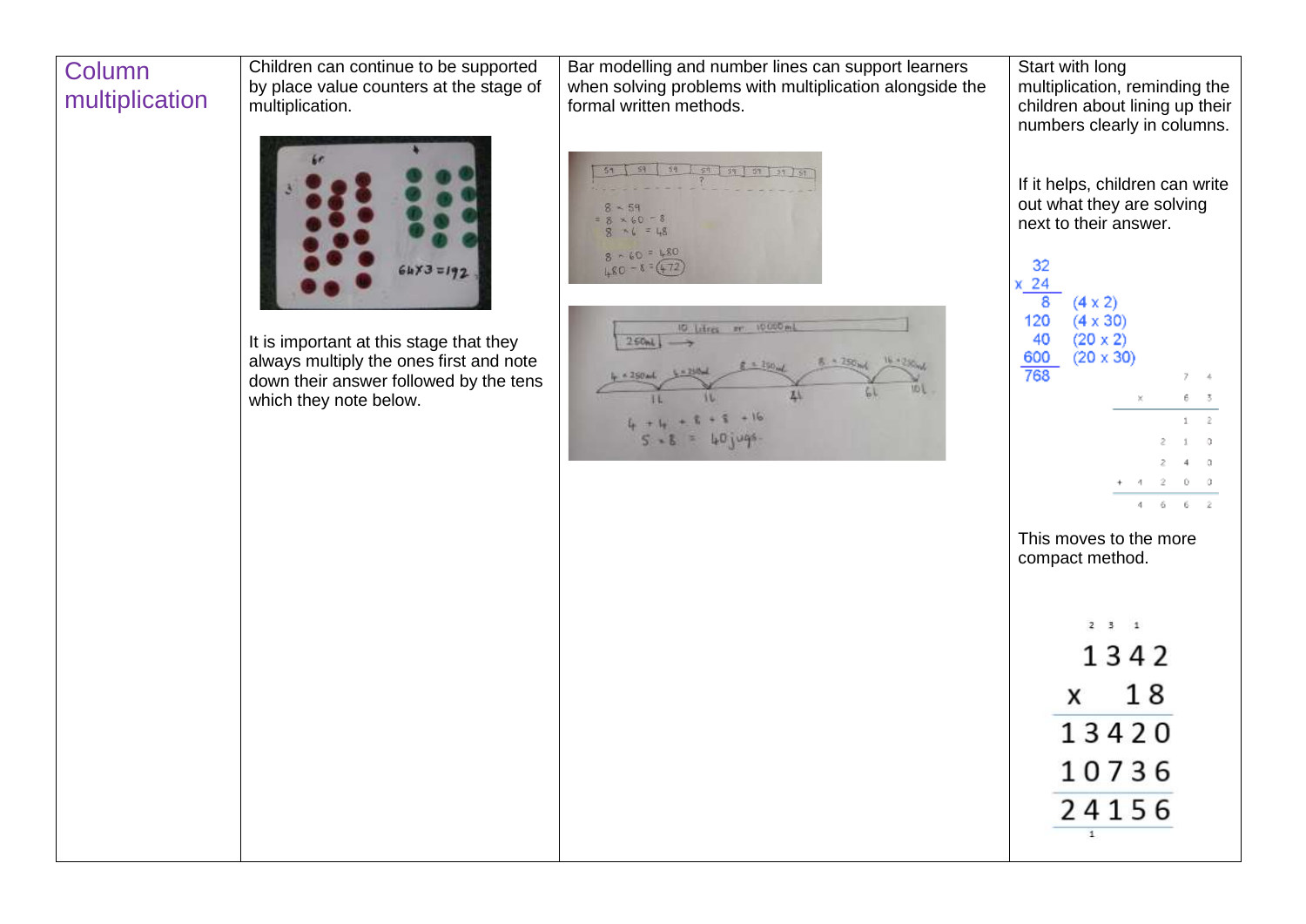| Column multiplication | Children can continue to be supported by place value counters at the stage of multiplication.<br><br>64x3 = 192<br><br>It is important at this stage that they always multiply the ones first and note down their answer followed by the tens which they note below. | Bar modelling and number lines can support learners when solving problems with multiplication alongside the formal written methods.<br><br>8 × 59<br>= 8 × 60 − 8<br>8 × 6 = 48<br>8 × 60 = 480<br>480 − 8 = 472<br><br>10 litres or 10 000ml<br>250ml<br>4 × 250ml, 4 × 250ml, 8 × 250ml, 8 × 250ml, 16 × 250ml<br>1L, 1L, 2L, 6L, 10L<br>4 + 4 + 8 + 8 + 16<br>5 × 8 = 40 jugs | Start with long multiplication, reminding the children about lining up their numbers clearly in columns.<br><br>If it helps, children can write out what they are solving next to their answer.<br><br>32<br>x 24<br>8 (4 x 2)<br>120 (4 x 30)<br>40 (20 x 2)<br>600 (20 x 30)<br>768<br><br>74<br>x 63<br>12<br>210<br>240<br>+ 4200<br>4662<br><br>This moves to the more compact method.<br><br>2 3 1<br>1342<br>x 18<br>13420<br>10736<br>24156<br>1 |
|---|---|---|---|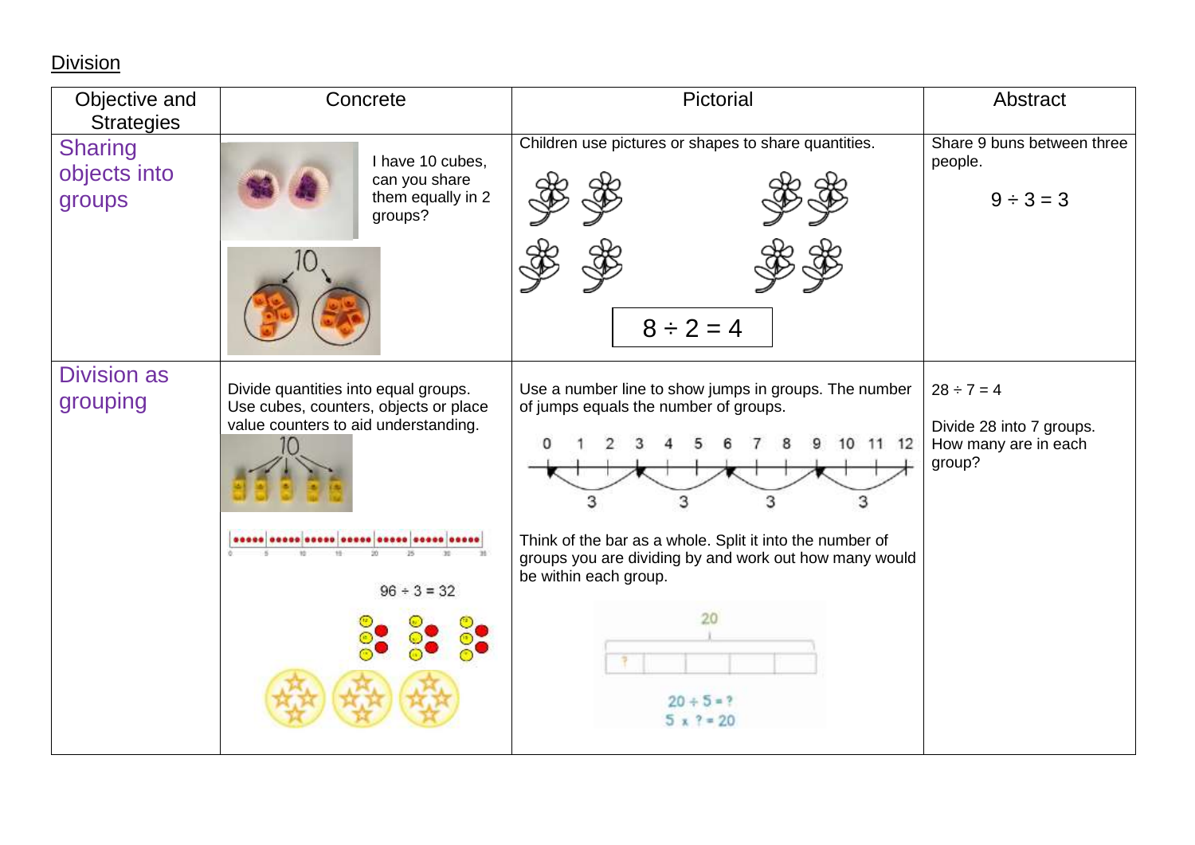Division

| Objective and Strategies | Concrete | Pictorial | Abstract |
|---|---|---|---|
| Sharing objects into groups | I have 10 cubes, can you share them equally in 2 groups? | Children use pictures or shapes to share quantities. $8 \div 2 = 4$ | Share 9 buns between three people. $9 \div 3 = 3$ |
| Division as grouping | Divide quantities into equal groups. Use cubes, counters, objects or place value counters to aid understanding. $96 \div 3 = 32$ | Use a number line to show jumps in groups. The number of jumps equals the number of groups. Think of the bar as a whole. Split it into the number of groups you are dividing by and work out how many would be within each group. $20 \div 5 = ?$ $5 \times ? = 20$ | $28 \div 7 = 4$ Divide 28 into 7 groups. How many are in each group? |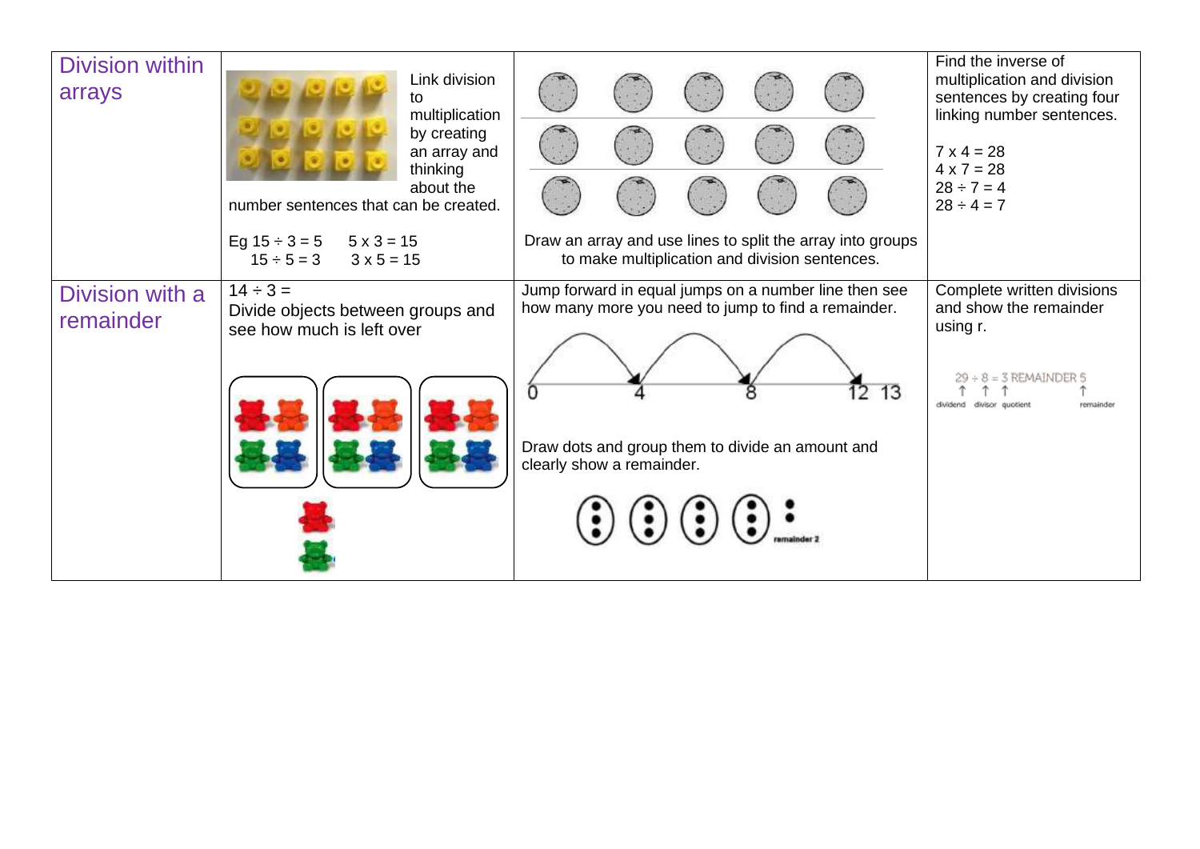| | | | |
|---|---|---|---|
| Division within arrays | Link division to multiplication by creating an array and thinking about the number sentences that can be created.<br><br>Eg 15 ÷ 3 = 5  5 x 3 = 15<br>15 ÷ 5 = 3  3 x 5 = 15 | Draw an array and use lines to split the array into groups to make multiplication and division sentences. | Find the inverse of multiplication and division sentences by creating four linking number sentences.<br><br>7 x 4 = 28<br>4 x 7 = 28<br>28 ÷ 7 = 4<br>28 ÷ 4 = 7 |
| Division with a remainder | 14 ÷ 3 =<br>Divide objects between groups and see how much is left over | Jump forward in equal jumps on a number line then see how many more you need to jump to find a remainder.<br><br>0 4 8 12 13<br><br>Draw dots and group them to divide an amount and clearly show a remainder.<br><br>remainder 2 | Complete written divisions and show the remainder using r.<br><br>29 ÷ 8 = 3 REMAINDER 5<br>dividend divisor quotient remainder |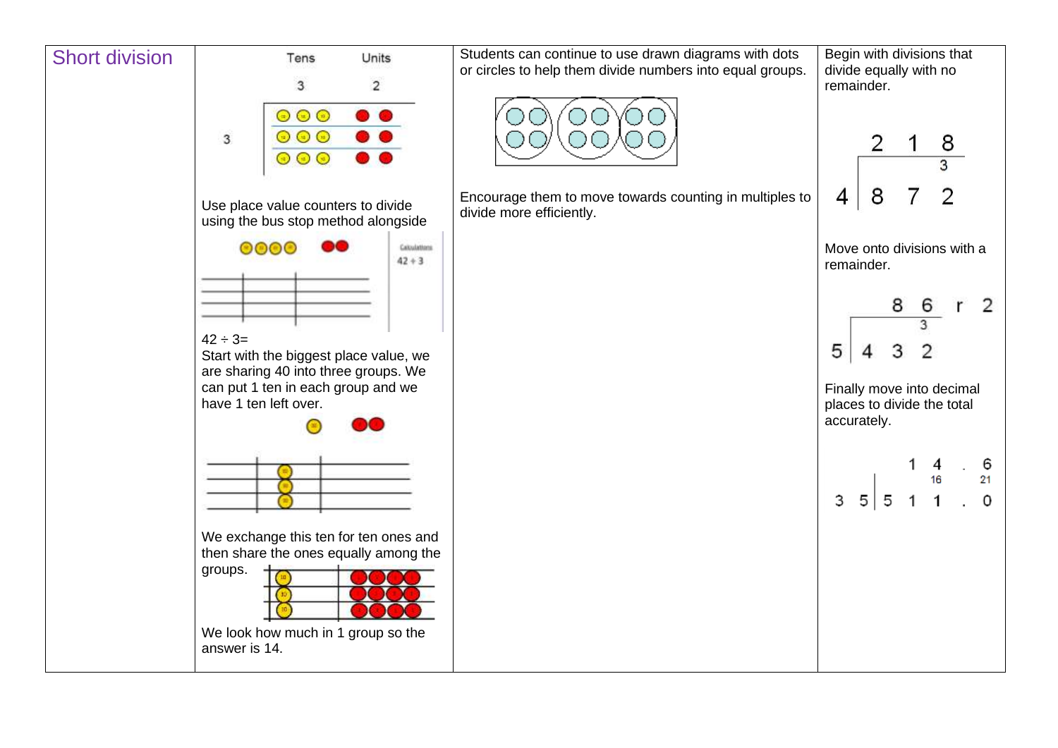| Short division | | | |
| --- | --- | --- | --- |
| Short division | Tens Units<br>3 2<br>3<br><br>Use place value counters to divide using the bus stop method alongside<br><br>Calculations<br>42 ÷ 3<br><br>42 ÷ 3=<br>Start with the biggest place value, we are sharing 40 into three groups. We can put 1 ten in each group and we have 1 ten left over.<br><br>We exchange this ten for ten ones and then share the ones equally among the groups.<br><br>We look how much in 1 group so the answer is 14. | Students can continue to use drawn diagrams with dots or circles to help them divide numbers into equal groups.<br><br>Encourage them to move towards counting in multiples to divide more efficiently. | Begin with divisions that divide equally with no remainder.<br><br>2 1 8<br>4 \| 8 7 2 (carry 3)<br><br>Move onto divisions with a remainder.<br><br>8 6 r 2<br>5 \| 4 3 2 (carry 3)<br><br>Finally move into decimal places to divide the total accurately.<br><br>1 4 . 6<br>3 5 \| 5 1 1 . 0 (carry 16, 21) |